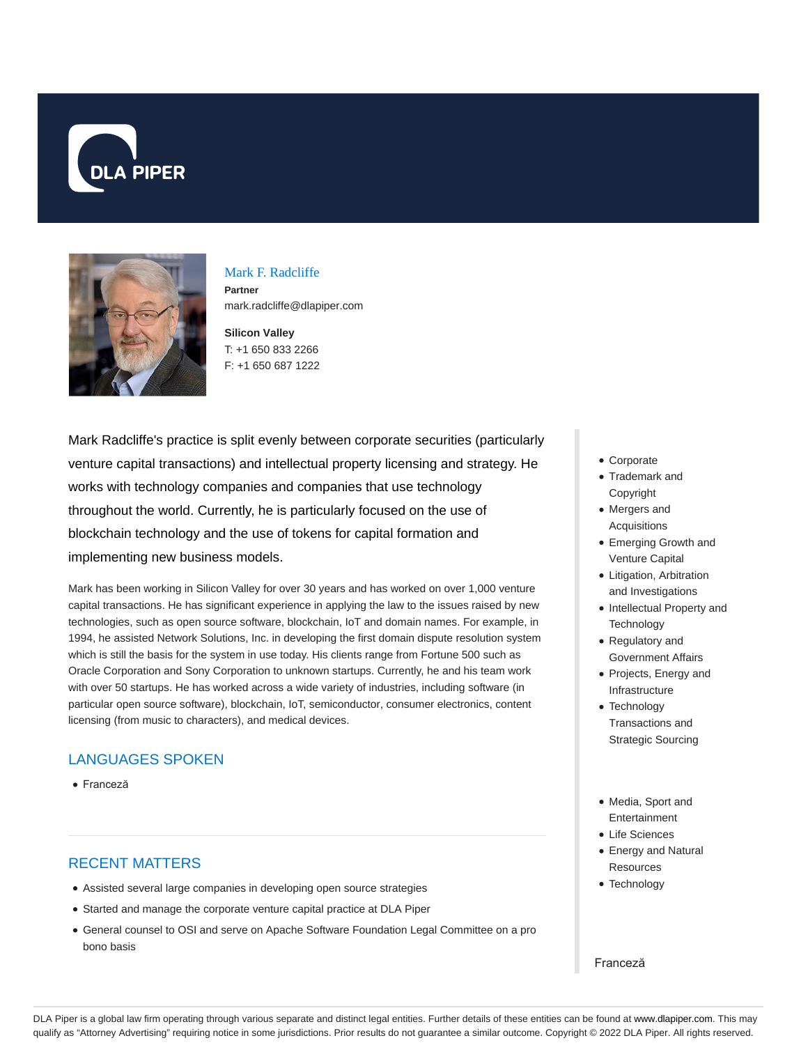DLA PIPER

## Mark F. Radcliffe

**Partner**

mark.radcliffe@dlapiper.com

**Silicon Valley**

T: +1 650 833 2266

F: +1 650 687 1222

Mark Radcliffe's practice is split evenly between corporate securities (particularly venture capital transactions) and intellectual property licensing and strategy. He works with technology companies and companies that use technology throughout the world. Currently, he is particularly focused on the use of blockchain technology and the use of tokens for capital formation and implementing new business models.

Mark has been working in Silicon Valley for over 30 years and has worked on over 1,000 venture capital transactions. He has significant experience in applying the law to the issues raised by new technologies, such as open source software, blockchain, IoT and domain names. For example, in 1994, he assisted Network Solutions, Inc. in developing the first domain dispute resolution system which is still the basis for the system in use today. His clients range from Fortune 500 such as Oracle Corporation and Sony Corporation to unknown startups. Currently, he and his team work with over 50 startups. He has worked across a wide variety of industries, including software (in particular open source software), blockchain, IoT, semiconductor, consumer electronics, content licensing (from music to characters), and medical devices.

## LANGUAGES SPOKEN

- Franceză

## RECENT MATTERS

- Assisted several large companies in developing open source strategies
- Started and manage the corporate venture capital practice at DLA Piper
- General counsel to OSI and serve on Apache Software Foundation Legal Committee on a pro bono basis

- Corporate
- Trademark and Copyright
- Mergers and Acquisitions
- Emerging Growth and Venture Capital
- Litigation, Arbitration and Investigations
- Intellectual Property and Technology
- Regulatory and Government Affairs
- Projects, Energy and Infrastructure
- Technology Transactions and Strategic Sourcing

- Media, Sport and Entertainment
- Life Sciences
- Energy and Natural Resources
- Technology

Franceză

DLA Piper is a global law firm operating through various separate and distinct legal entities. Further details of these entities can be found at www.dlapiper.com. This may qualify as "Attorney Advertising" requiring notice in some jurisdictions. Prior results do not guarantee a similar outcome. Copyright © 2022 DLA Piper. All rights reserved.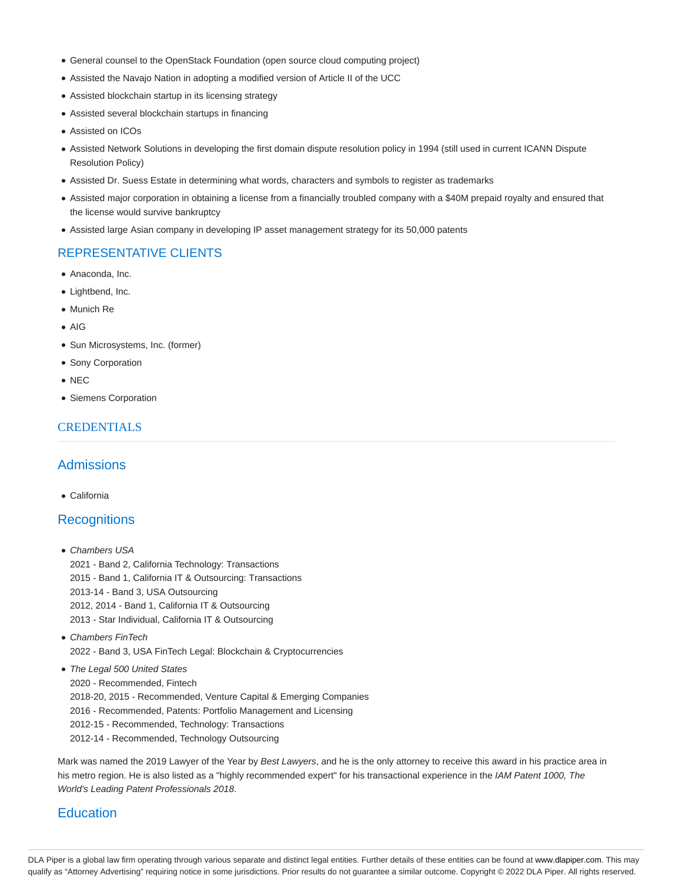- General counsel to the OpenStack Foundation (open source cloud computing project)
- Assisted the Navajo Nation in adopting a modified version of Article II of the UCC
- Assisted blockchain startup in its licensing strategy
- Assisted several blockchain startups in financing
- Assisted on ICOs
- Assisted Network Solutions in developing the first domain dispute resolution policy in 1994 (still used in current ICANN Dispute Resolution Policy)
- Assisted Dr. Suess Estate in determining what words, characters and symbols to register as trademarks
- Assisted major corporation in obtaining a license from a financially troubled company with a $40M prepaid royalty and ensured that the license would survive bankruptcy
- Assisted large Asian company in developing IP asset management strategy for its 50,000 patents

## REPRESENTATIVE CLIENTS

- Anaconda, Inc.
- Lightbend, Inc.
- Munich Re
- AIG
- Sun Microsystems, Inc. (former)
- Sony Corporation
- NEC
- Siemens Corporation

## CREDENTIALS

### Admissions

- California

### Recognitions

- *Chambers USA*
  2021 - Band 2, California Technology: Transactions
  2015 - Band 1, California IT & Outsourcing: Transactions
  2013-14 - Band 3, USA Outsourcing
  2012, 2014 - Band 1, California IT & Outsourcing
  2013 - Star Individual, California IT & Outsourcing
- *Chambers FinTech*
  2022 - Band 3, USA FinTech Legal: Blockchain & Cryptocurrencies
- *The Legal 500 United States*
  2020 - Recommended, Fintech
  2018-20, 2015 - Recommended, Venture Capital & Emerging Companies
  2016 - Recommended, Patents: Portfolio Management and Licensing
  2012-15 - Recommended, Technology: Transactions
  2012-14 - Recommended, Technology Outsourcing

Mark was named the 2019 Lawyer of the Year by *Best Lawyers*, and he is the only attorney to receive this award in his practice area in his metro region. He is also listed as a "highly recommended expert" for his transactional experience in the *IAM Patent 1000, The World's Leading Patent Professionals 2018*.

### Education

DLA Piper is a global law firm operating through various separate and distinct legal entities. Further details of these entities can be found at www.dlapiper.com. This may qualify as "Attorney Advertising" requiring notice in some jurisdictions. Prior results do not guarantee a similar outcome. Copyright © 2022 DLA Piper. All rights reserved.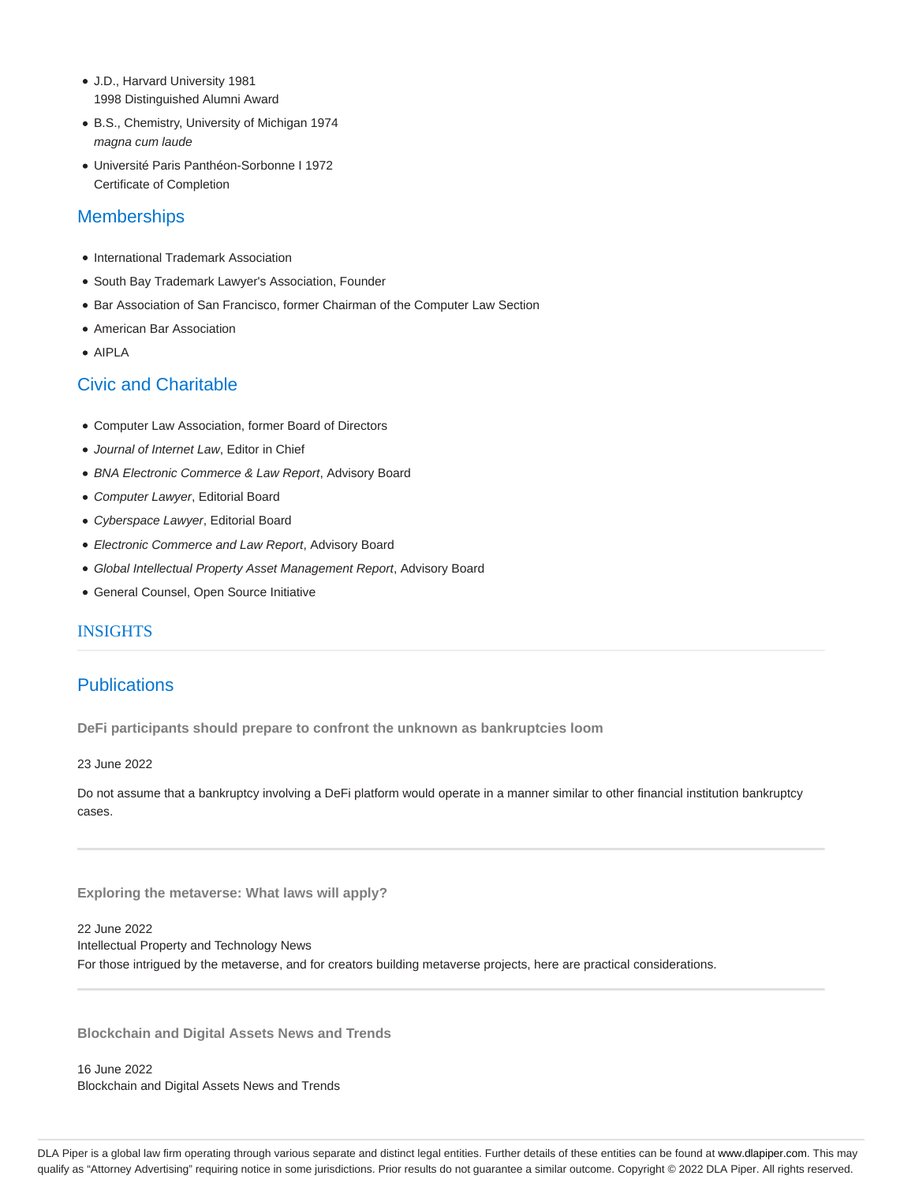- J.D., Harvard University 1981
  1998 Distinguished Alumni Award
- B.S., Chemistry, University of Michigan 1974
  *magna cum laude*
- Université Paris Panthéon-Sorbonne I 1972
  Certificate of Completion

## Memberships

- International Trademark Association
- South Bay Trademark Lawyer's Association, Founder
- Bar Association of San Francisco, former Chairman of the Computer Law Section
- American Bar Association
- AIPLA

## Civic and Charitable

- Computer Law Association, former Board of Directors
- *Journal of Internet Law*, Editor in Chief
- *BNA Electronic Commerce & Law Report*, Advisory Board
- *Computer Lawyer*, Editorial Board
- *Cyberspace Lawyer*, Editorial Board
- *Electronic Commerce and Law Report*, Advisory Board
- *Global Intellectual Property Asset Management Report*, Advisory Board
- General Counsel, Open Source Initiative

## INSIGHTS

## Publications

**DeFi participants should prepare to confront the unknown as bankruptcies loom**

23 June 2022

Do not assume that a bankruptcy involving a DeFi platform would operate in a manner similar to other financial institution bankruptcy cases.

---

**Exploring the metaverse: What laws will apply?**

22 June 2022
Intellectual Property and Technology News
For those intrigued by the metaverse, and for creators building metaverse projects, here are practical considerations.

---

**Blockchain and Digital Assets News and Trends**

16 June 2022
Blockchain and Digital Assets News and Trends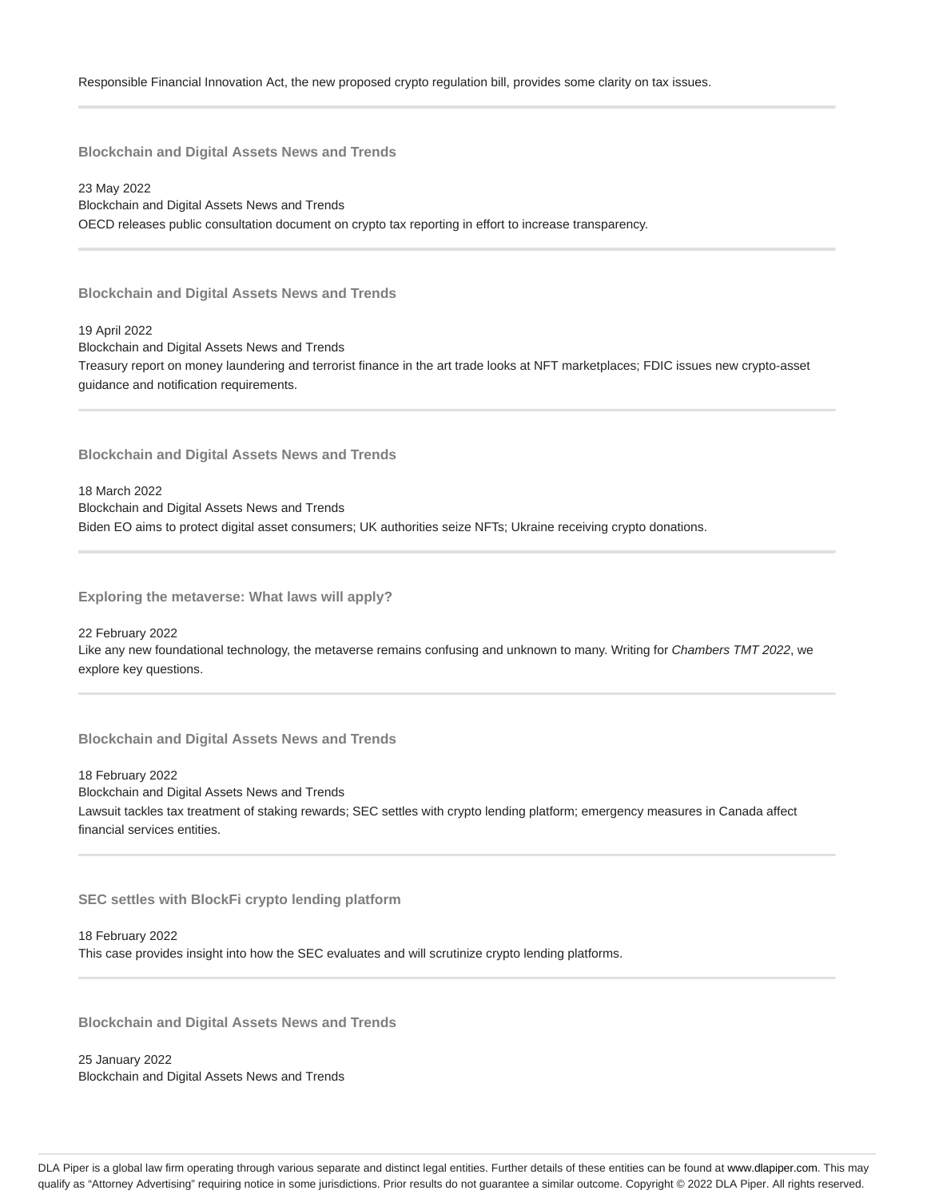Responsible Financial Innovation Act, the new proposed crypto regulation bill, provides some clarity on tax issues.

---

### Blockchain and Digital Assets News and Trends

23 May 2022
Blockchain and Digital Assets News and Trends
OECD releases public consultation document on crypto tax reporting in effort to increase transparency.

---

### Blockchain and Digital Assets News and Trends

19 April 2022
Blockchain and Digital Assets News and Trends
Treasury report on money laundering and terrorist finance in the art trade looks at NFT marketplaces; FDIC issues new crypto-asset guidance and notification requirements.

---

### Blockchain and Digital Assets News and Trends

18 March 2022
Blockchain and Digital Assets News and Trends
Biden EO aims to protect digital asset consumers; UK authorities seize NFTs; Ukraine receiving crypto donations.

---

### Exploring the metaverse: What laws will apply?

22 February 2022
Like any new foundational technology, the metaverse remains confusing and unknown to many. Writing for *Chambers TMT 2022*, we explore key questions.

---

### Blockchain and Digital Assets News and Trends

18 February 2022
Blockchain and Digital Assets News and Trends
Lawsuit tackles tax treatment of staking rewards; SEC settles with crypto lending platform; emergency measures in Canada affect financial services entities.

---

### SEC settles with BlockFi crypto lending platform

18 February 2022
This case provides insight into how the SEC evaluates and will scrutinize crypto lending platforms.

---

### Blockchain and Digital Assets News and Trends

25 January 2022
Blockchain and Digital Assets News and Trends

DLA Piper is a global law firm operating through various separate and distinct legal entities. Further details of these entities can be found at www.dlapiper.com. This may qualify as "Attorney Advertising" requiring notice in some jurisdictions. Prior results do not guarantee a similar outcome. Copyright © 2022 DLA Piper. All rights reserved.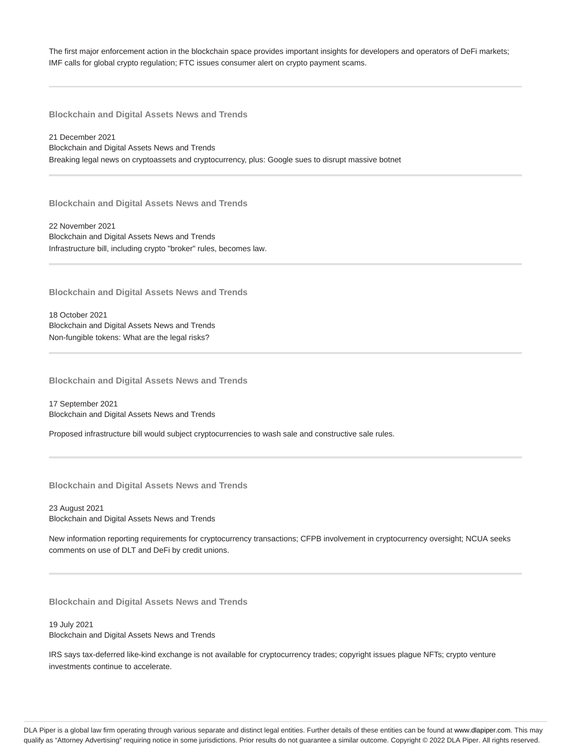The first major enforcement action in the blockchain space provides important insights for developers and operators of DeFi markets; IMF calls for global crypto regulation; FTC issues consumer alert on crypto payment scams.

---

### Blockchain and Digital Assets News and Trends

21 December 2021
Blockchain and Digital Assets News and Trends
Breaking legal news on cryptoassets and cryptocurrency, plus: Google sues to disrupt massive botnet

---

### Blockchain and Digital Assets News and Trends

22 November 2021
Blockchain and Digital Assets News and Trends
Infrastructure bill, including crypto "broker" rules, becomes law.

---

### Blockchain and Digital Assets News and Trends

18 October 2021
Blockchain and Digital Assets News and Trends
Non-fungible tokens: What are the legal risks?

---

### Blockchain and Digital Assets News and Trends

17 September 2021
Blockchain and Digital Assets News and Trends

Proposed infrastructure bill would subject cryptocurrencies to wash sale and constructive sale rules.

---

### Blockchain and Digital Assets News and Trends

23 August 2021
Blockchain and Digital Assets News and Trends

New information reporting requirements for cryptocurrency transactions; CFPB involvement in cryptocurrency oversight; NCUA seeks comments on use of DLT and DeFi by credit unions.

---

### Blockchain and Digital Assets News and Trends

19 July 2021
Blockchain and Digital Assets News and Trends

IRS says tax-deferred like-kind exchange is not available for cryptocurrency trades; copyright issues plague NFTs; crypto venture investments continue to accelerate.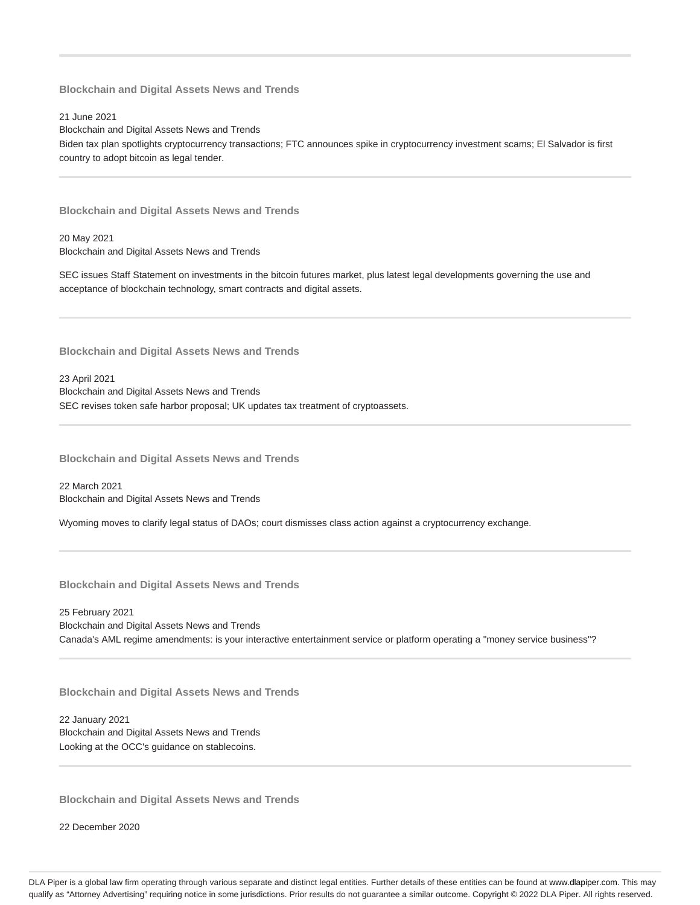### Blockchain and Digital Assets News and Trends

21 June 2021

Blockchain and Digital Assets News and Trends

Biden tax plan spotlights cryptocurrency transactions; FTC announces spike in cryptocurrency investment scams; El Salvador is first country to adopt bitcoin as legal tender.

### Blockchain and Digital Assets News and Trends

20 May 2021

Blockchain and Digital Assets News and Trends

SEC issues Staff Statement on investments in the bitcoin futures market, plus latest legal developments governing the use and acceptance of blockchain technology, smart contracts and digital assets.

### Blockchain and Digital Assets News and Trends

23 April 2021

Blockchain and Digital Assets News and Trends

SEC revises token safe harbor proposal; UK updates tax treatment of cryptoassets.

### Blockchain and Digital Assets News and Trends

22 March 2021

Blockchain and Digital Assets News and Trends

Wyoming moves to clarify legal status of DAOs; court dismisses class action against a cryptocurrency exchange.

### Blockchain and Digital Assets News and Trends

25 February 2021

Blockchain and Digital Assets News and Trends

Canada's AML regime amendments: is your interactive entertainment service or platform operating a "money service business"?

### Blockchain and Digital Assets News and Trends

22 January 2021

Blockchain and Digital Assets News and Trends

Looking at the OCC's guidance on stablecoins.

### Blockchain and Digital Assets News and Trends

22 December 2020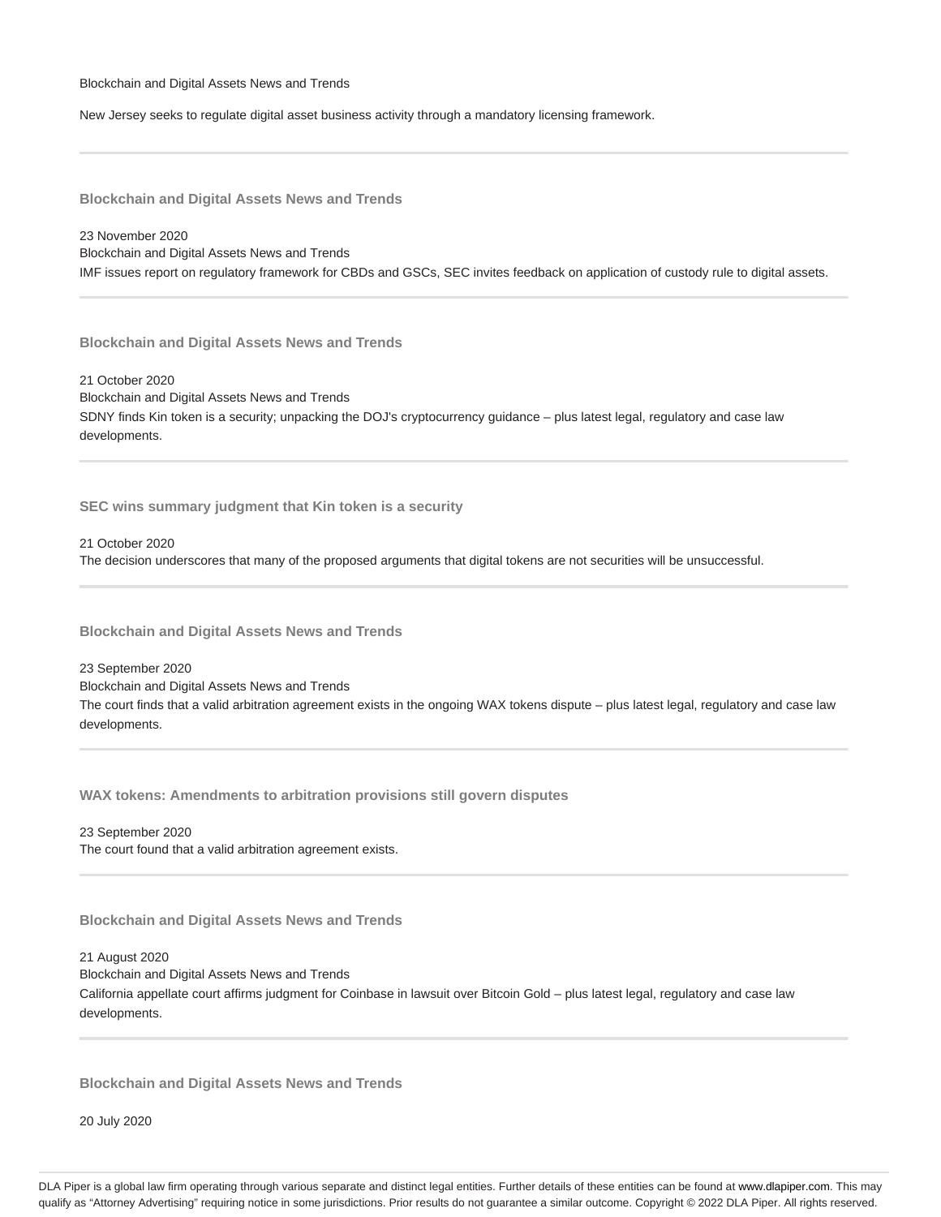Blockchain and Digital Assets News and Trends

New Jersey seeks to regulate digital asset business activity through a mandatory licensing framework.

---

### Blockchain and Digital Assets News and Trends

23 November 2020
Blockchain and Digital Assets News and Trends
IMF issues report on regulatory framework for CBDs and GSCs, SEC invites feedback on application of custody rule to digital assets.

---

### Blockchain and Digital Assets News and Trends

21 October 2020
Blockchain and Digital Assets News and Trends
SDNY finds Kin token is a security; unpacking the DOJ's cryptocurrency guidance – plus latest legal, regulatory and case law developments.

---

### SEC wins summary judgment that Kin token is a security

21 October 2020
The decision underscores that many of the proposed arguments that digital tokens are not securities will be unsuccessful.

---

### Blockchain and Digital Assets News and Trends

23 September 2020
Blockchain and Digital Assets News and Trends
The court finds that a valid arbitration agreement exists in the ongoing WAX tokens dispute – plus latest legal, regulatory and case law developments.

---

### WAX tokens: Amendments to arbitration provisions still govern disputes

23 September 2020
The court found that a valid arbitration agreement exists.

---

### Blockchain and Digital Assets News and Trends

21 August 2020
Blockchain and Digital Assets News and Trends
California appellate court affirms judgment for Coinbase in lawsuit over Bitcoin Gold – plus latest legal, regulatory and case law developments.

---

### Blockchain and Digital Assets News and Trends

20 July 2020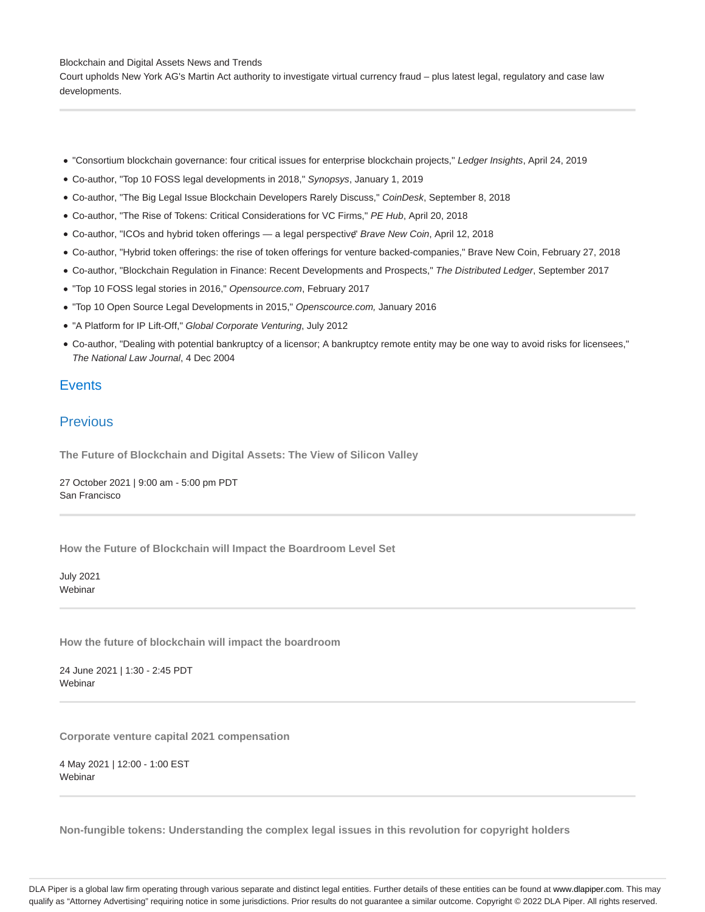Blockchain and Digital Assets News and Trends
Court upholds New York AG's Martin Act authority to investigate virtual currency fraud – plus latest legal, regulatory and case law developments.

---

- "Consortium blockchain governance: four critical issues for enterprise blockchain projects," *Ledger Insights*, April 24, 2019
- Co-author, "Top 10 FOSS legal developments in 2018," *Synopsys*, January 1, 2019
- Co-author, "The Big Legal Issue Blockchain Developers Rarely Discuss," *CoinDesk*, September 8, 2018
- Co-author, "The Rise of Tokens: Critical Considerations for VC Firms," *PE Hub*, April 20, 2018
- Co-author, "ICOs and hybrid token offerings — a legal perspective" *Brave New Coin*, April 12, 2018
- Co-author, "Hybrid token offerings: the rise of token offerings for venture backed-companies," Brave New Coin, February 27, 2018
- Co-author, "Blockchain Regulation in Finance: Recent Developments and Prospects," *The Distributed Ledger*, September 2017
- "Top 10 FOSS legal stories in 2016," *Opensource.com*, February 2017
- "Top 10 Open Source Legal Developments in 2015," *Openscource.com,* January 2016
- "A Platform for IP Lift-Off," *Global Corporate Venturing*, July 2012
- Co-author, "Dealing with potential bankruptcy of a licensor; A bankruptcy remote entity may be one way to avoid risks for licensees," *The National Law Journal*, 4 Dec 2004

## Events

## Previous

**The Future of Blockchain and Digital Assets: The View of Silicon Valley**

27 October 2021 | 9:00 am - 5:00 pm PDT
San Francisco

---

**How the Future of Blockchain will Impact the Boardroom Level Set**

July 2021
Webinar

---

**How the future of blockchain will impact the boardroom**

24 June 2021 | 1:30 - 2:45 PDT
Webinar

---

**Corporate venture capital 2021 compensation**

4 May 2021 | 12:00 - 1:00 EST
Webinar

---

**Non-fungible tokens: Understanding the complex legal issues in this revolution for copyright holders**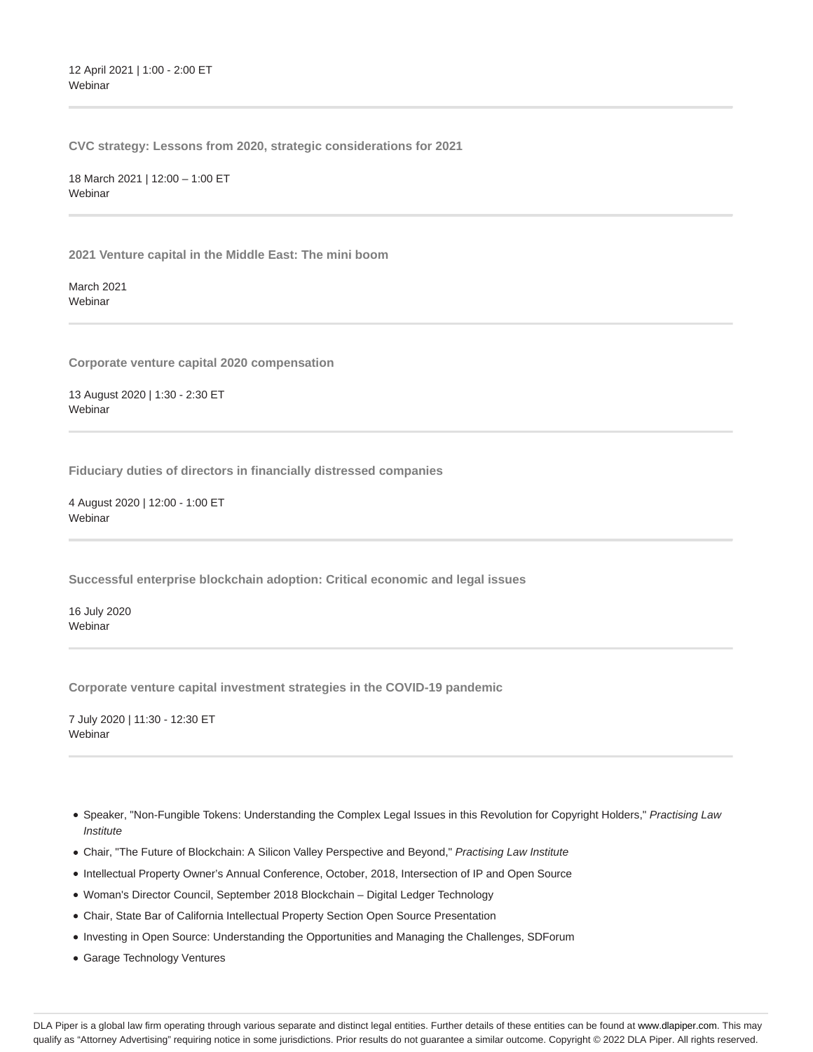12 April 2021 | 1:00 - 2:00 ET
Webinar

---

**CVC strategy: Lessons from 2020, strategic considerations for 2021**

18 March 2021 | 12:00 – 1:00 ET
Webinar

---

**2021 Venture capital in the Middle East: The mini boom**

March 2021
Webinar

---

**Corporate venture capital 2020 compensation**

13 August 2020 | 1:30 - 2:30 ET
Webinar

---

**Fiduciary duties of directors in financially distressed companies**

4 August 2020 | 12:00 - 1:00 ET
Webinar

---

**Successful enterprise blockchain adoption: Critical economic and legal issues**

16 July 2020
Webinar

---

**Corporate venture capital investment strategies in the COVID-19 pandemic**

7 July 2020 | 11:30 - 12:30 ET
Webinar

---

- Speaker, "Non-Fungible Tokens: Understanding the Complex Legal Issues in this Revolution for Copyright Holders," *Practising Law Institute*
- Chair, "The Future of Blockchain: A Silicon Valley Perspective and Beyond," *Practising Law Institute*
- Intellectual Property Owner's Annual Conference, October, 2018, Intersection of IP and Open Source
- Woman's Director Council, September 2018 Blockchain – Digital Ledger Technology
- Chair, State Bar of California Intellectual Property Section Open Source Presentation
- Investing in Open Source: Understanding the Opportunities and Managing the Challenges, SDForum
- Garage Technology Ventures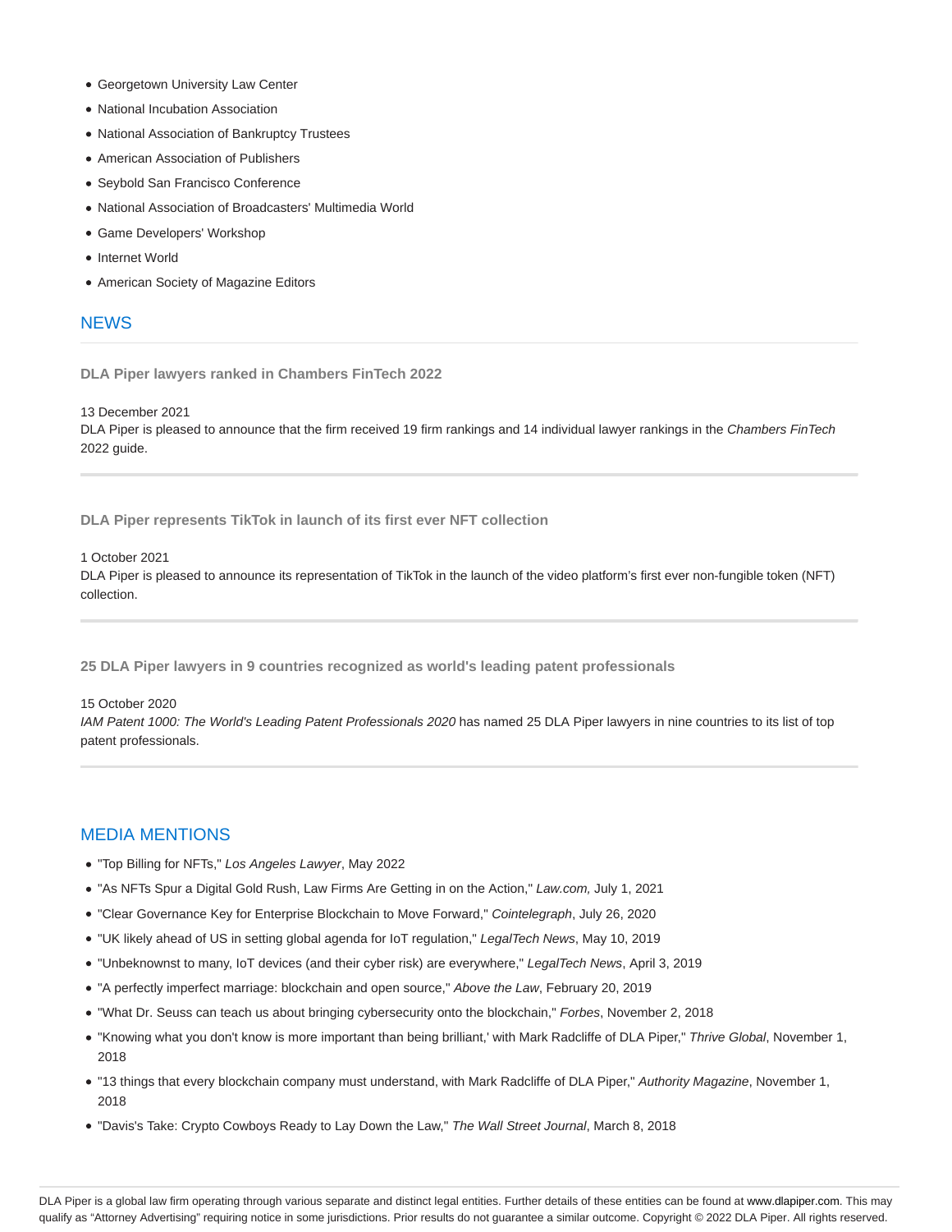- Georgetown University Law Center
- National Incubation Association
- National Association of Bankruptcy Trustees
- American Association of Publishers
- Seybold San Francisco Conference
- National Association of Broadcasters' Multimedia World
- Game Developers' Workshop
- Internet World
- American Society of Magazine Editors

## NEWS

### DLA Piper lawyers ranked in Chambers FinTech 2022

13 December 2021
DLA Piper is pleased to announce that the firm received 19 firm rankings and 14 individual lawyer rankings in the *Chambers FinTech* 2022 guide.

### DLA Piper represents TikTok in launch of its first ever NFT collection

1 October 2021
DLA Piper is pleased to announce its representation of TikTok in the launch of the video platform's first ever non-fungible token (NFT) collection.

### 25 DLA Piper lawyers in 9 countries recognized as world's leading patent professionals

15 October 2020
*IAM Patent 1000: The World's Leading Patent Professionals 2020* has named 25 DLA Piper lawyers in nine countries to its list of top patent professionals.

## MEDIA MENTIONS

- "Top Billing for NFTs," *Los Angeles Lawyer*, May 2022
- "As NFTs Spur a Digital Gold Rush, Law Firms Are Getting in on the Action," *Law.com,* July 1, 2021
- "Clear Governance Key for Enterprise Blockchain to Move Forward," *Cointelegraph*, July 26, 2020
- "UK likely ahead of US in setting global agenda for IoT regulation," *LegalTech News*, May 10, 2019
- "Unbeknownst to many, IoT devices (and their cyber risk) are everywhere," *LegalTech News*, April 3, 2019
- "A perfectly imperfect marriage: blockchain and open source," *Above the Law*, February 20, 2019
- "What Dr. Seuss can teach us about bringing cybersecurity onto the blockchain," *Forbes*, November 2, 2018
- "Knowing what you don't know is more important than being brilliant,' with Mark Radcliffe of DLA Piper," *Thrive Global*, November 1, 2018
- "13 things that every blockchain company must understand, with Mark Radcliffe of DLA Piper," *Authority Magazine*, November 1, 2018
- "Davis's Take: Crypto Cowboys Ready to Lay Down the Law," *The Wall Street Journal*, March 8, 2018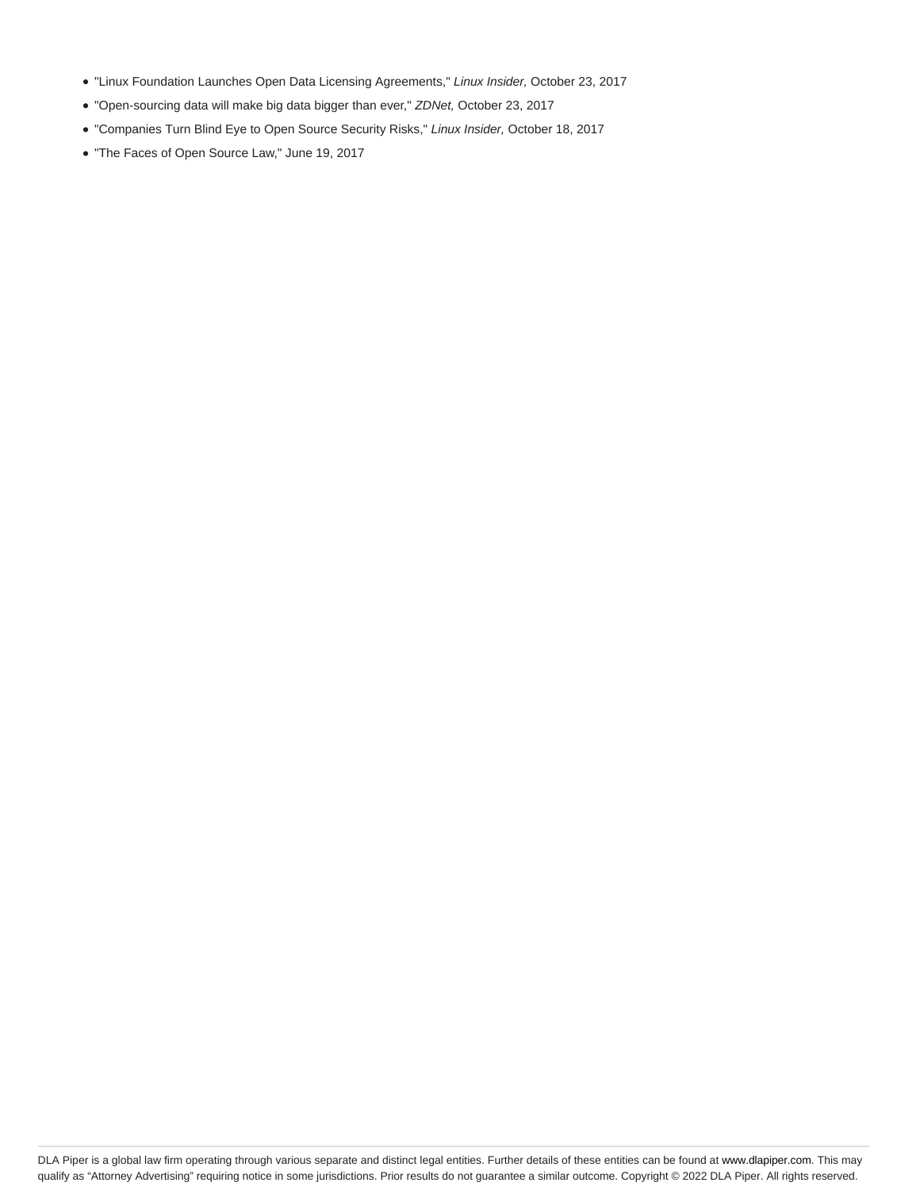- "Linux Foundation Launches Open Data Licensing Agreements," *Linux Insider,* October 23, 2017
- "Open-sourcing data will make big data bigger than ever," *ZDNet,* October 23, 2017
- "Companies Turn Blind Eye to Open Source Security Risks," *Linux Insider,* October 18, 2017
- "The Faces of Open Source Law," June 19, 2017